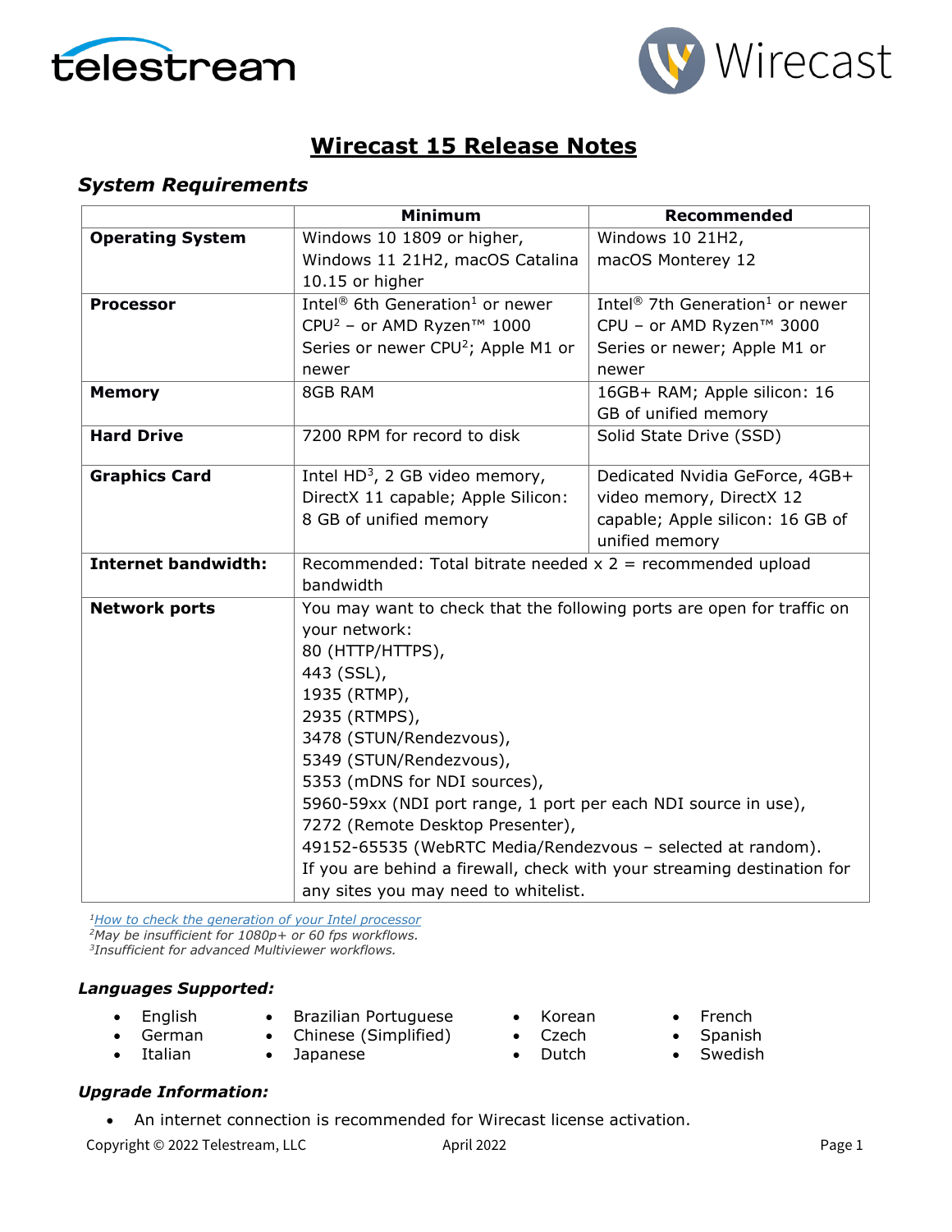# Wirecast 15 Release Notes

## System Requirements

| | Minimum | Recommended |
|---|---|---|
| **Operating System** | Windows 10 1809 or higher, Windows 11 21H2, macOS Catalina 10.15 or higher | Windows 10 21H2, macOS Monterey 12 |
| **Processor** | Intel® 6th Generation[1] or newer CPU[2] – or AMD Ryzen™ 1000 Series or newer CPU[2]; Apple M1 or newer | Intel® 7th Generation[1] or newer CPU – or AMD Ryzen™ 3000 Series or newer; Apple M1 or newer |
| **Memory** | 8GB RAM | 16GB+ RAM; Apple silicon: 16 GB of unified memory |
| **Hard Drive** | 7200 RPM for record to disk | Solid State Drive (SSD) |
| **Graphics Card** | Intel HD[3], 2 GB video memory, DirectX 11 capable; Apple Silicon: 8 GB of unified memory | Dedicated Nvidia GeForce, 4GB+ video memory, DirectX 12 capable; Apple silicon: 16 GB of unified memory |
| **Internet bandwidth:** | Recommended: Total bitrate needed x 2 = recommended upload bandwidth | |
| **Network ports** | You may want to check that the following ports are open for traffic on your network:<br>80 (HTTP/HTTPS),<br>443 (SSL),<br>1935 (RTMP),<br>2935 (RTMPS),<br>3478 (STUN/Rendezvous),<br>5349 (STUN/Rendezvous),<br>5353 (mDNS for NDI sources),<br>5960-59xx (NDI port range, 1 port per each NDI source in use),<br>7272 (Remote Desktop Presenter),<br>49152-65535 (WebRTC Media/Rendezvous – selected at random).<br>If you are behind a firewall, check with your streaming destination for any sites you may need to whitelist. | |

*[1] How to check the generation of your Intel processor*
*[2] May be insufficient for 1080p+ or 60 fps workflows.*
*[3] Insufficient for advanced Multiviewer workflows.*

### Languages Supported:

- English
- German
- Italian
- Brazilian Portuguese
- Chinese (Simplified)
- Japanese
- Korean
- Czech
- Dutch
- French
- Spanish
- Swedish

### Upgrade Information:

- An internet connection is recommended for Wirecast license activation.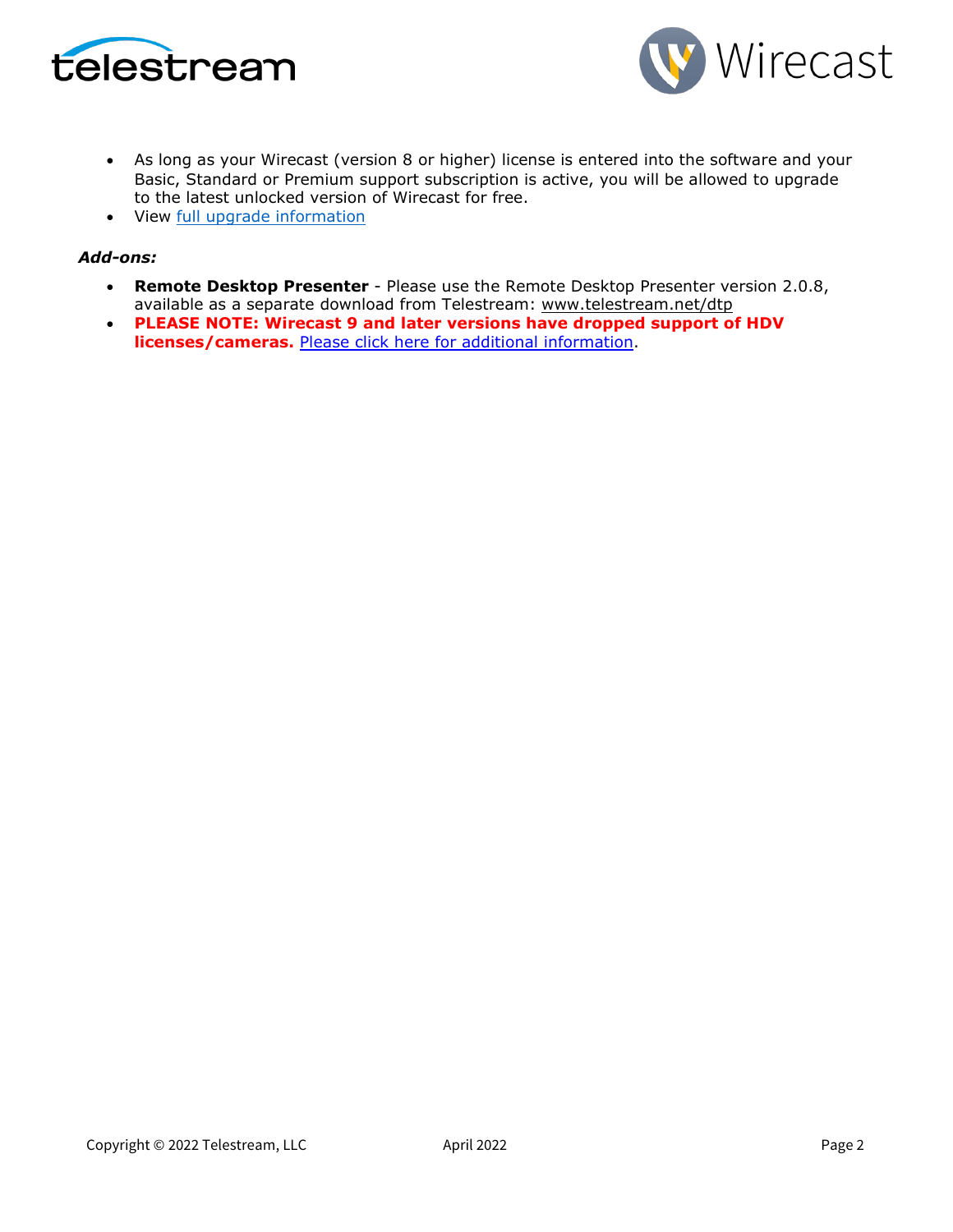- As long as your Wirecast (version 8 or higher) license is entered into the software and your Basic, Standard or Premium support subscription is active, you will be allowed to upgrade to the latest unlocked version of Wirecast for free.
- View full upgrade information

***Add-ons:***

- **Remote Desktop Presenter** - Please use the Remote Desktop Presenter version 2.0.8, available as a separate download from Telestream: www.telestream.net/dtp
- **PLEASE NOTE: Wirecast 9 and later versions have dropped support of HDV licenses/cameras.** Please click here for additional information.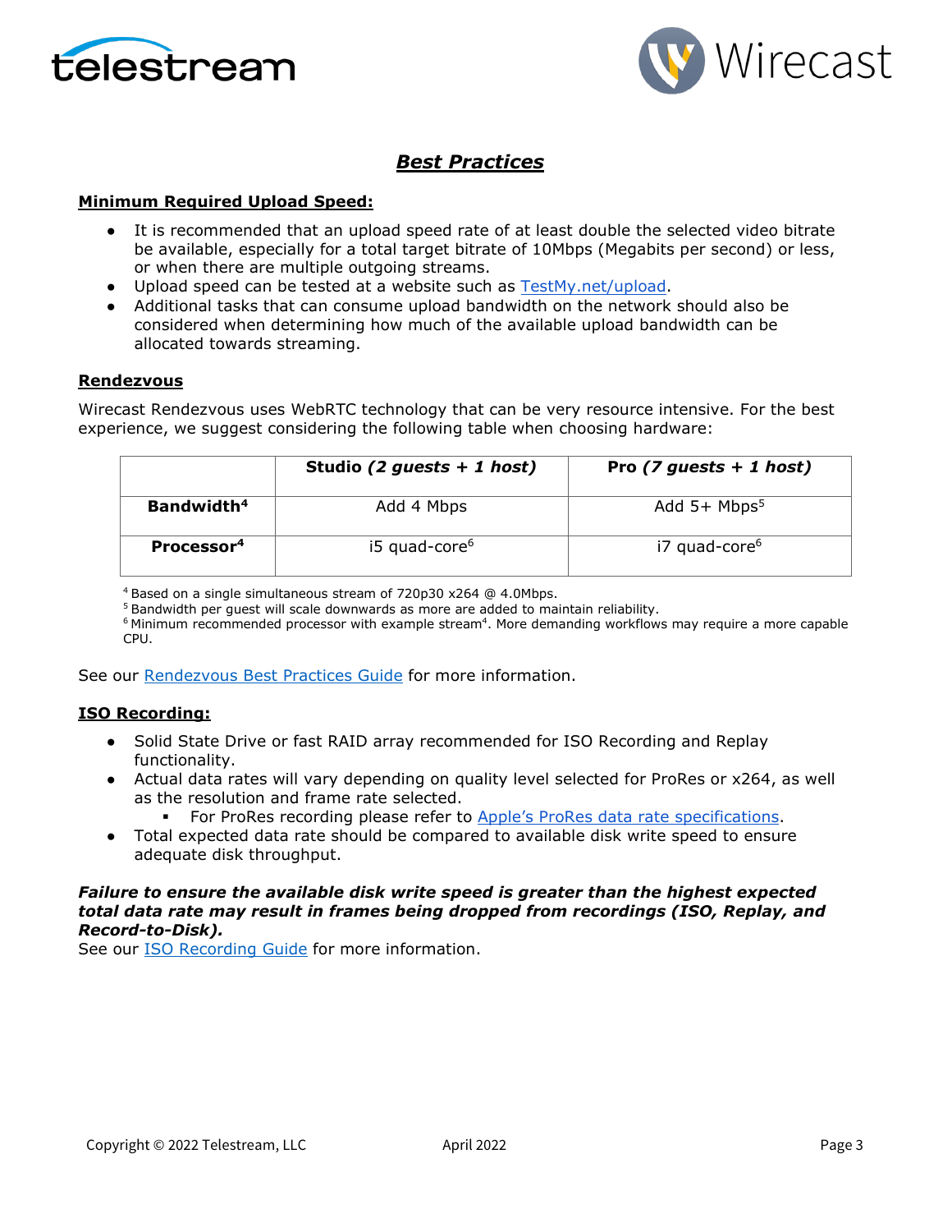# ***Best Practices***

## Minimum Required Upload Speed:

- It is recommended that an upload speed rate of at least double the selected video bitrate be available, especially for a total target bitrate of 10Mbps (Megabits per second) or less, or when there are multiple outgoing streams.
- Upload speed can be tested at a website such as TestMy.net/upload.
- Additional tasks that can consume upload bandwidth on the network should also be considered when determining how much of the available upload bandwidth can be allocated towards streaming.

## Rendezvous

Wirecast Rendezvous uses WebRTC technology that can be very resource intensive. For the best experience, we suggest considering the following table when choosing hardware:

| | **Studio *(2 guests + 1 host)*** | **Pro *(7 guests + 1 host)*** |
|---|---|---|
| **Bandwidth**[4] | Add 4 Mbps | Add 5+ Mbps[5] |
| **Processor**[4] | i5 quad-core[6] | i7 quad-core[6] |

[4] Based on a single simultaneous stream of 720p30 x264 @ 4.0Mbps.
[5] Bandwidth per guest will scale downwards as more are added to maintain reliability.
[6] Minimum recommended processor with example stream[4]. More demanding workflows may require a more capable CPU.

See our Rendezvous Best Practices Guide for more information.

## ISO Recording:

- Solid State Drive or fast RAID array recommended for ISO Recording and Replay functionality.
- Actual data rates will vary depending on quality level selected for ProRes or x264, as well as the resolution and frame rate selected.
  - For ProRes recording please refer to Apple's ProRes data rate specifications.
- Total expected data rate should be compared to available disk write speed to ensure adequate disk throughput.

***Failure to ensure the available disk write speed is greater than the highest expected total data rate may result in frames being dropped from recordings (ISO, Replay, and Record-to-Disk).***

See our ISO Recording Guide for more information.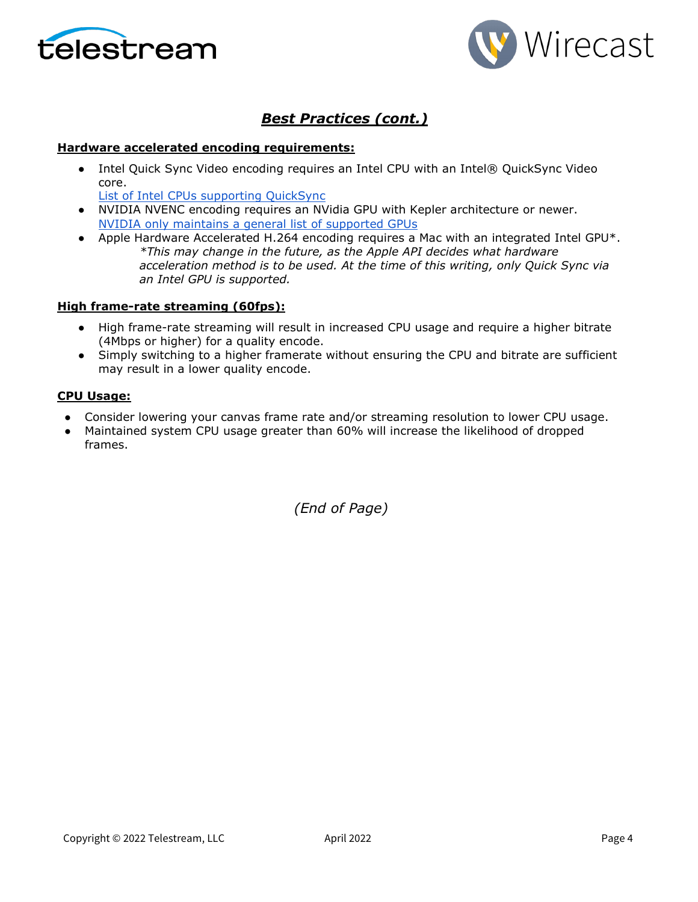## *Best Practices (cont.)*

**Hardware accelerated encoding requirements:**

- Intel Quick Sync Video encoding requires an Intel CPU with an Intel® QuickSync Video core.
  [List of Intel CPUs supporting QuickSync]
- NVIDIA NVENC encoding requires an NVidia GPU with Kepler architecture or newer.
  [NVIDIA only maintains a general list of supported GPUs]
- Apple Hardware Accelerated H.264 encoding requires a Mac with an integrated Intel GPU*.
  *\*This may change in the future, as the Apple API decides what hardware acceleration method is to be used. At the time of this writing, only Quick Sync via an Intel GPU is supported.*

**High frame-rate streaming (60fps):**

- High frame-rate streaming will result in increased CPU usage and require a higher bitrate (4Mbps or higher) for a quality encode.
- Simply switching to a higher framerate without ensuring the CPU and bitrate are sufficient may result in a lower quality encode.

**CPU Usage:**

- Consider lowering your canvas frame rate and/or streaming resolution to lower CPU usage.
- Maintained system CPU usage greater than 60% will increase the likelihood of dropped frames.

*(End of Page)*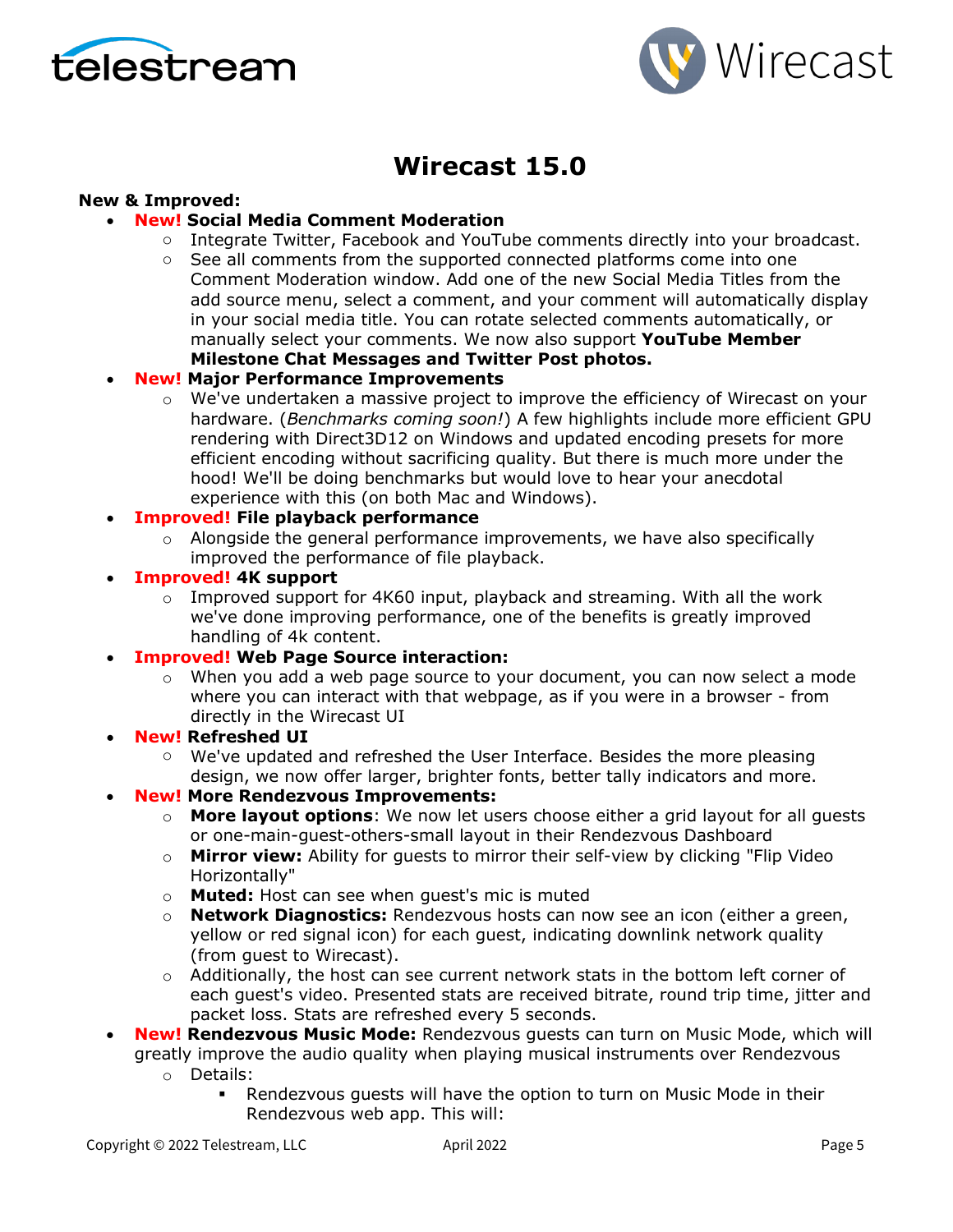# Wirecast 15.0

**New & Improved:**

- **New! Social Media Comment Moderation**
  - Integrate Twitter, Facebook and YouTube comments directly into your broadcast.
  - See all comments from the supported connected platforms come into one Comment Moderation window. Add one of the new Social Media Titles from the add source menu, select a comment, and your comment will automatically display in your social media title. You can rotate selected comments automatically, or manually select your comments. We now also support **YouTube Member Milestone Chat Messages and Twitter Post photos.**
- **New! Major Performance Improvements**
  - We've undertaken a massive project to improve the efficiency of Wirecast on your hardware. (*Benchmarks coming soon!*) A few highlights include more efficient GPU rendering with Direct3D12 on Windows and updated encoding presets for more efficient encoding without sacrificing quality. But there is much more under the hood! We'll be doing benchmarks but would love to hear your anecdotal experience with this (on both Mac and Windows).
- **Improved! File playback performance**
  - Alongside the general performance improvements, we have also specifically improved the performance of file playback.
- **Improved! 4K support**
  - Improved support for 4K60 input, playback and streaming. With all the work we've done improving performance, one of the benefits is greatly improved handling of 4k content.
- **Improved! Web Page Source interaction:**
  - When you add a web page source to your document, you can now select a mode where you can interact with that webpage, as if you were in a browser - from directly in the Wirecast UI
- **New! Refreshed UI**
  - We've updated and refreshed the User Interface. Besides the more pleasing design, we now offer larger, brighter fonts, better tally indicators and more.
- **New! More Rendezvous Improvements:**
  - **More layout options**: We now let users choose either a grid layout for all guests or one-main-guest-others-small layout in their Rendezvous Dashboard
  - **Mirror view:** Ability for guests to mirror their self-view by clicking "Flip Video Horizontally"
  - **Muted:** Host can see when guest's mic is muted
  - **Network Diagnostics:** Rendezvous hosts can now see an icon (either a green, yellow or red signal icon) for each guest, indicating downlink network quality (from guest to Wirecast).
  - Additionally, the host can see current network stats in the bottom left corner of each guest's video. Presented stats are received bitrate, round trip time, jitter and packet loss. Stats are refreshed every 5 seconds.
- **New! Rendezvous Music Mode:** Rendezvous guests can turn on Music Mode, which will greatly improve the audio quality when playing musical instruments over Rendezvous
  - Details:
    - Rendezvous guests will have the option to turn on Music Mode in their Rendezvous web app. This will: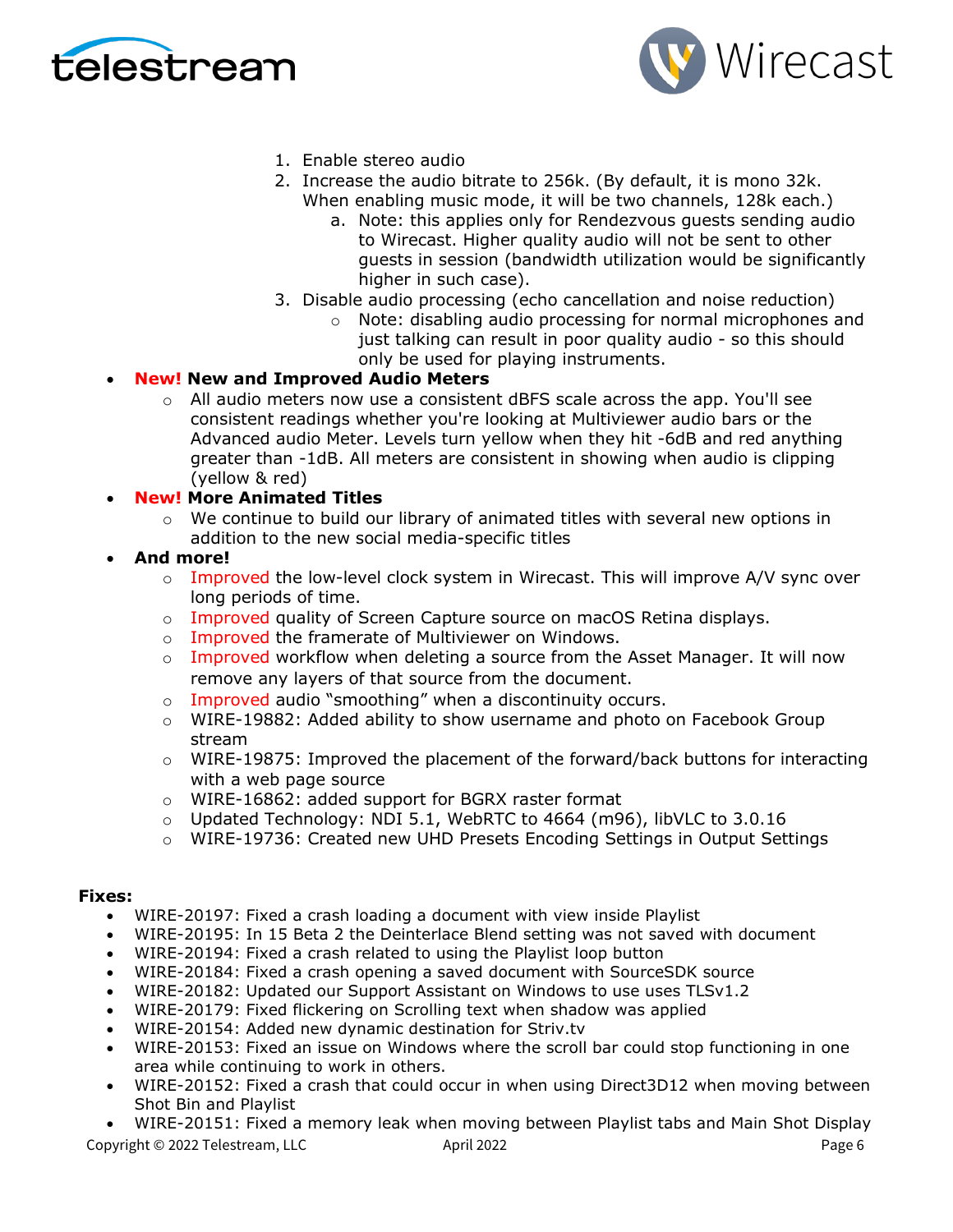1. Enable stereo audio
2. Increase the audio bitrate to 256k. (By default, it is mono 32k. When enabling music mode, it will be two channels, 128k each.)
    a. Note: this applies only for Rendezvous guests sending audio to Wirecast. Higher quality audio will not be sent to other guests in session (bandwidth utilization would be significantly higher in such case).
3. Disable audio processing (echo cancellation and noise reduction)
    - Note: disabling audio processing for normal microphones and just talking can result in poor quality audio - so this should only be used for playing instruments.

- **New! New and Improved Audio Meters**
    - All audio meters now use a consistent dBFS scale across the app. You'll see consistent readings whether you're looking at Multiviewer audio bars or the Advanced audio Meter. Levels turn yellow when they hit -6dB and red anything greater than -1dB. All meters are consistent in showing when audio is clipping (yellow & red)
- **New! More Animated Titles**
    - We continue to build our library of animated titles with several new options in addition to the new social media-specific titles
- **And more!**
    - Improved the low-level clock system in Wirecast. This will improve A/V sync over long periods of time.
    - Improved quality of Screen Capture source on macOS Retina displays.
    - Improved the framerate of Multiviewer on Windows.
    - Improved workflow when deleting a source from the Asset Manager. It will now remove any layers of that source from the document.
    - Improved audio "smoothing" when a discontinuity occurs.
    - WIRE-19882: Added ability to show username and photo on Facebook Group stream
    - WIRE-19875: Improved the placement of the forward/back buttons for interacting with a web page source
    - WIRE-16862: added support for BGRX raster format
    - Updated Technology: NDI 5.1, WebRTC to 4664 (m96), libVLC to 3.0.16
    - WIRE-19736: Created new UHD Presets Encoding Settings in Output Settings

**Fixes:**

- WIRE-20197: Fixed a crash loading a document with view inside Playlist
- WIRE-20195: In 15 Beta 2 the Deinterlace Blend setting was not saved with document
- WIRE-20194: Fixed a crash related to using the Playlist loop button
- WIRE-20184: Fixed a crash opening a saved document with SourceSDK source
- WIRE-20182: Updated our Support Assistant on Windows to use uses TLSv1.2
- WIRE-20179: Fixed flickering on Scrolling text when shadow was applied
- WIRE-20154: Added new dynamic destination for Striv.tv
- WIRE-20153: Fixed an issue on Windows where the scroll bar could stop functioning in one area while continuing to work in others.
- WIRE-20152: Fixed a crash that could occur in when using Direct3D12 when moving between Shot Bin and Playlist
- WIRE-20151: Fixed a memory leak when moving between Playlist tabs and Main Shot Display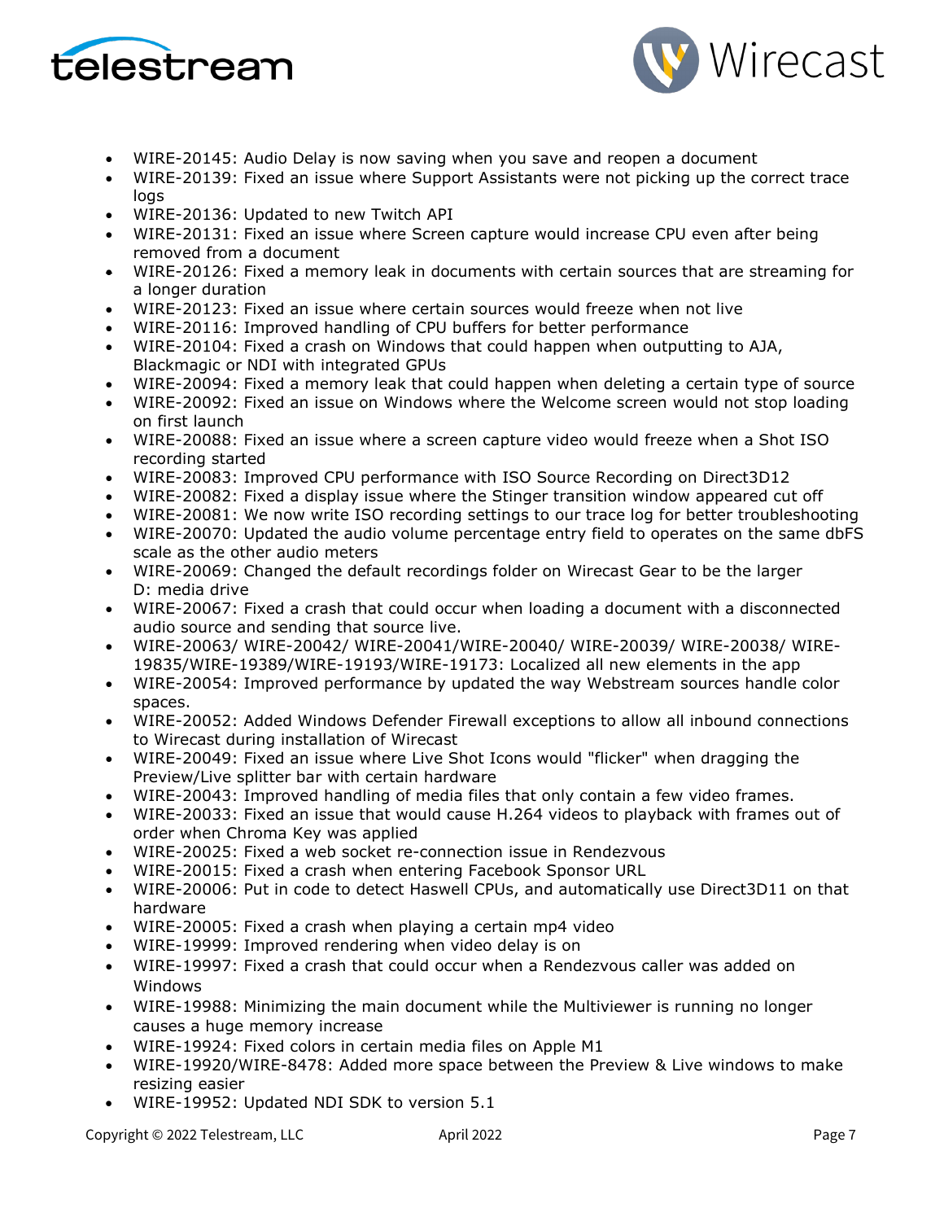- WIRE-20145: Audio Delay is now saving when you save and reopen a document
- WIRE-20139: Fixed an issue where Support Assistants were not picking up the correct trace logs
- WIRE-20136: Updated to new Twitch API
- WIRE-20131: Fixed an issue where Screen capture would increase CPU even after being removed from a document
- WIRE-20126: Fixed a memory leak in documents with certain sources that are streaming for a longer duration
- WIRE-20123: Fixed an issue where certain sources would freeze when not live
- WIRE-20116: Improved handling of CPU buffers for better performance
- WIRE-20104: Fixed a crash on Windows that could happen when outputting to AJA, Blackmagic or NDI with integrated GPUs
- WIRE-20094: Fixed a memory leak that could happen when deleting a certain type of source
- WIRE-20092: Fixed an issue on Windows where the Welcome screen would not stop loading on first launch
- WIRE-20088: Fixed an issue where a screen capture video would freeze when a Shot ISO recording started
- WIRE-20083: Improved CPU performance with ISO Source Recording on Direct3D12
- WIRE-20082: Fixed a display issue where the Stinger transition window appeared cut off
- WIRE-20081: We now write ISO recording settings to our trace log for better troubleshooting
- WIRE-20070: Updated the audio volume percentage entry field to operates on the same dbFS scale as the other audio meters
- WIRE-20069: Changed the default recordings folder on Wirecast Gear to be the larger D: media drive
- WIRE-20067: Fixed a crash that could occur when loading a document with a disconnected audio source and sending that source live.
- WIRE-20063/ WIRE-20042/ WIRE-20041/WIRE-20040/ WIRE-20039/ WIRE-20038/ WIRE-19835/WIRE-19389/WIRE-19193/WIRE-19173: Localized all new elements in the app
- WIRE-20054: Improved performance by updated the way Webstream sources handle color spaces.
- WIRE-20052: Added Windows Defender Firewall exceptions to allow all inbound connections to Wirecast during installation of Wirecast
- WIRE-20049: Fixed an issue where Live Shot Icons would "flicker" when dragging the Preview/Live splitter bar with certain hardware
- WIRE-20043: Improved handling of media files that only contain a few video frames.
- WIRE-20033: Fixed an issue that would cause H.264 videos to playback with frames out of order when Chroma Key was applied
- WIRE-20025: Fixed a web socket re-connection issue in Rendezvous
- WIRE-20015: Fixed a crash when entering Facebook Sponsor URL
- WIRE-20006: Put in code to detect Haswell CPUs, and automatically use Direct3D11 on that hardware
- WIRE-20005: Fixed a crash when playing a certain mp4 video
- WIRE-19999: Improved rendering when video delay is on
- WIRE-19997: Fixed a crash that could occur when a Rendezvous caller was added on Windows
- WIRE-19988: Minimizing the main document while the Multiviewer is running no longer causes a huge memory increase
- WIRE-19924: Fixed colors in certain media files on Apple M1
- WIRE-19920/WIRE-8478: Added more space between the Preview & Live windows to make resizing easier
- WIRE-19952: Updated NDI SDK to version 5.1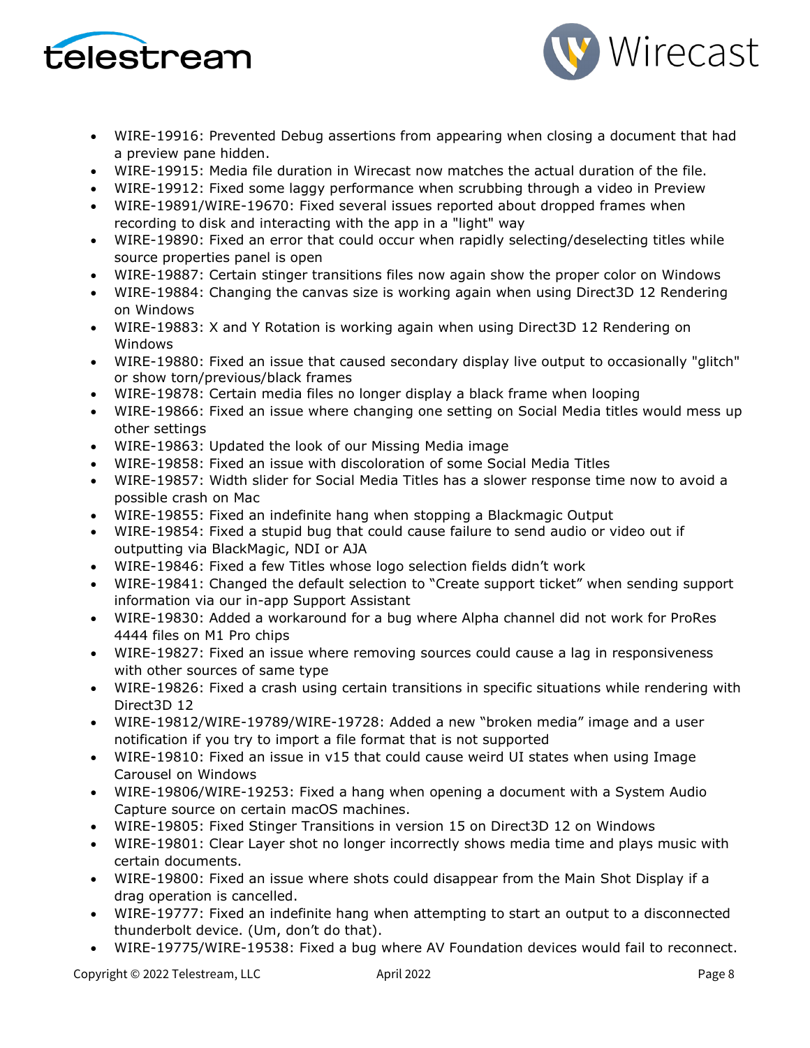- WIRE-19916: Prevented Debug assertions from appearing when closing a document that had a preview pane hidden.
- WIRE-19915: Media file duration in Wirecast now matches the actual duration of the file.
- WIRE-19912: Fixed some laggy performance when scrubbing through a video in Preview
- WIRE-19891/WIRE-19670: Fixed several issues reported about dropped frames when recording to disk and interacting with the app in a "light" way
- WIRE-19890: Fixed an error that could occur when rapidly selecting/deselecting titles while source properties panel is open
- WIRE-19887: Certain stinger transitions files now again show the proper color on Windows
- WIRE-19884: Changing the canvas size is working again when using Direct3D 12 Rendering on Windows
- WIRE-19883: X and Y Rotation is working again when using Direct3D 12 Rendering on Windows
- WIRE-19880: Fixed an issue that caused secondary display live output to occasionally "glitch" or show torn/previous/black frames
- WIRE-19878: Certain media files no longer display a black frame when looping
- WIRE-19866: Fixed an issue where changing one setting on Social Media titles would mess up other settings
- WIRE-19863: Updated the look of our Missing Media image
- WIRE-19858: Fixed an issue with discoloration of some Social Media Titles
- WIRE-19857: Width slider for Social Media Titles has a slower response time now to avoid a possible crash on Mac
- WIRE-19855: Fixed an indefinite hang when stopping a Blackmagic Output
- WIRE-19854: Fixed a stupid bug that could cause failure to send audio or video out if outputting via BlackMagic, NDI or AJA
- WIRE-19846: Fixed a few Titles whose logo selection fields didn't work
- WIRE-19841: Changed the default selection to "Create support ticket" when sending support information via our in-app Support Assistant
- WIRE-19830: Added a workaround for a bug where Alpha channel did not work for ProRes 4444 files on M1 Pro chips
- WIRE-19827: Fixed an issue where removing sources could cause a lag in responsiveness with other sources of same type
- WIRE-19826: Fixed a crash using certain transitions in specific situations while rendering with Direct3D 12
- WIRE-19812/WIRE-19789/WIRE-19728: Added a new "broken media" image and a user notification if you try to import a file format that is not supported
- WIRE-19810: Fixed an issue in v15 that could cause weird UI states when using Image Carousel on Windows
- WIRE-19806/WIRE-19253: Fixed a hang when opening a document with a System Audio Capture source on certain macOS machines.
- WIRE-19805: Fixed Stinger Transitions in version 15 on Direct3D 12 on Windows
- WIRE-19801: Clear Layer shot no longer incorrectly shows media time and plays music with certain documents.
- WIRE-19800: Fixed an issue where shots could disappear from the Main Shot Display if a drag operation is cancelled.
- WIRE-19777: Fixed an indefinite hang when attempting to start an output to a disconnected thunderbolt device. (Um, don't do that).
- WIRE-19775/WIRE-19538: Fixed a bug where AV Foundation devices would fail to reconnect.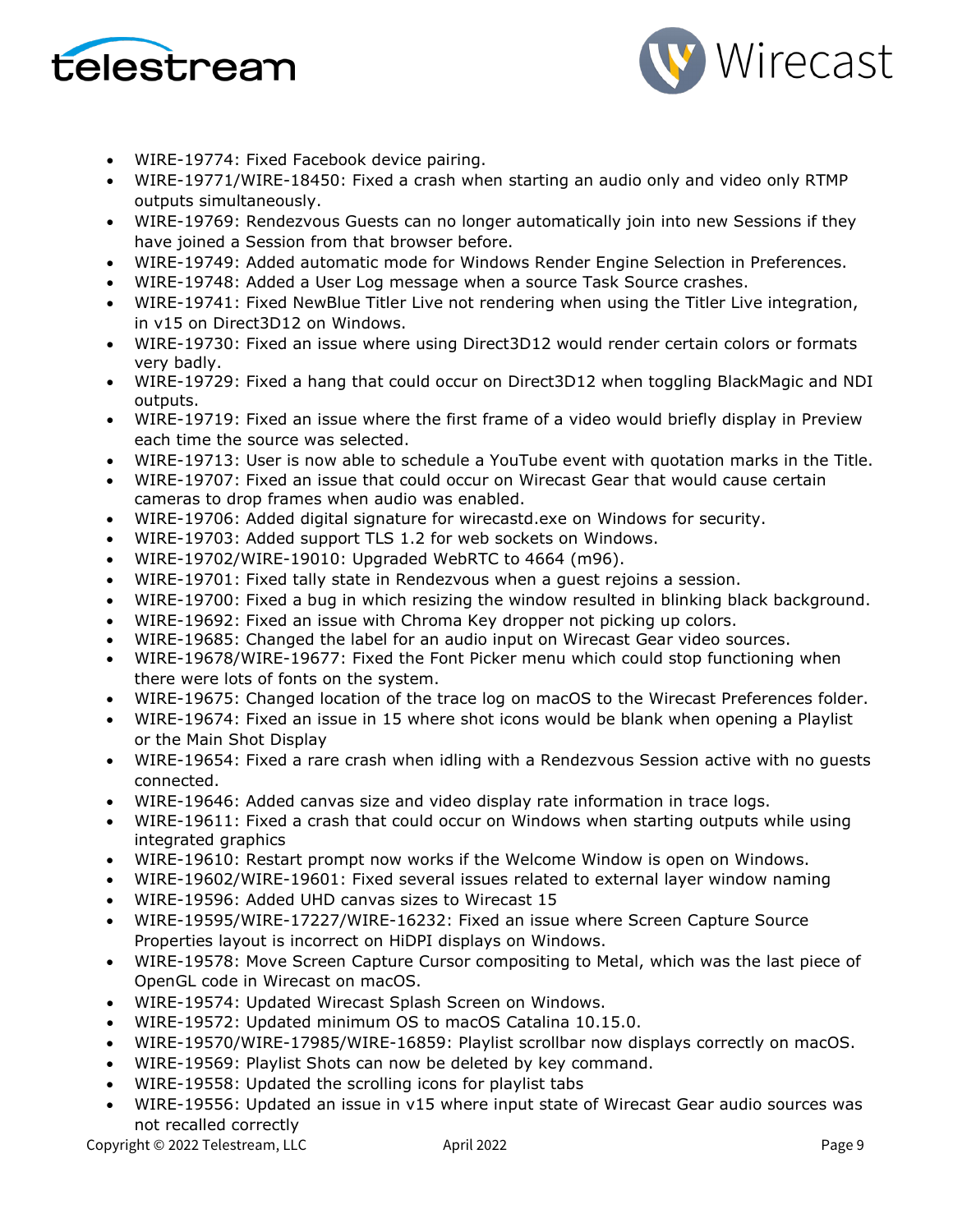- WIRE-19774: Fixed Facebook device pairing.
- WIRE-19771/WIRE-18450: Fixed a crash when starting an audio only and video only RTMP outputs simultaneously.
- WIRE-19769: Rendezvous Guests can no longer automatically join into new Sessions if they have joined a Session from that browser before.
- WIRE-19749: Added automatic mode for Windows Render Engine Selection in Preferences.
- WIRE-19748: Added a User Log message when a source Task Source crashes.
- WIRE-19741: Fixed NewBlue Titler Live not rendering when using the Titler Live integration, in v15 on Direct3D12 on Windows.
- WIRE-19730: Fixed an issue where using Direct3D12 would render certain colors or formats very badly.
- WIRE-19729: Fixed a hang that could occur on Direct3D12 when toggling BlackMagic and NDI outputs.
- WIRE-19719: Fixed an issue where the first frame of a video would briefly display in Preview each time the source was selected.
- WIRE-19713: User is now able to schedule a YouTube event with quotation marks in the Title.
- WIRE-19707: Fixed an issue that could occur on Wirecast Gear that would cause certain cameras to drop frames when audio was enabled.
- WIRE-19706: Added digital signature for wirecastd.exe on Windows for security.
- WIRE-19703: Added support TLS 1.2 for web sockets on Windows.
- WIRE-19702/WIRE-19010: Upgraded WebRTC to 4664 (m96).
- WIRE-19701: Fixed tally state in Rendezvous when a guest rejoins a session.
- WIRE-19700: Fixed a bug in which resizing the window resulted in blinking black background.
- WIRE-19692: Fixed an issue with Chroma Key dropper not picking up colors.
- WIRE-19685: Changed the label for an audio input on Wirecast Gear video sources.
- WIRE-19678/WIRE-19677: Fixed the Font Picker menu which could stop functioning when there were lots of fonts on the system.
- WIRE-19675: Changed location of the trace log on macOS to the Wirecast Preferences folder.
- WIRE-19674: Fixed an issue in 15 where shot icons would be blank when opening a Playlist or the Main Shot Display
- WIRE-19654: Fixed a rare crash when idling with a Rendezvous Session active with no guests connected.
- WIRE-19646: Added canvas size and video display rate information in trace logs.
- WIRE-19611: Fixed a crash that could occur on Windows when starting outputs while using integrated graphics
- WIRE-19610: Restart prompt now works if the Welcome Window is open on Windows.
- WIRE-19602/WIRE-19601: Fixed several issues related to external layer window naming
- WIRE-19596: Added UHD canvas sizes to Wirecast 15
- WIRE-19595/WIRE-17227/WIRE-16232: Fixed an issue where Screen Capture Source Properties layout is incorrect on HiDPI displays on Windows.
- WIRE-19578: Move Screen Capture Cursor compositing to Metal, which was the last piece of OpenGL code in Wirecast on macOS.
- WIRE-19574: Updated Wirecast Splash Screen on Windows.
- WIRE-19572: Updated minimum OS to macOS Catalina 10.15.0.
- WIRE-19570/WIRE-17985/WIRE-16859: Playlist scrollbar now displays correctly on macOS.
- WIRE-19569: Playlist Shots can now be deleted by key command.
- WIRE-19558: Updated the scrolling icons for playlist tabs
- WIRE-19556: Updated an issue in v15 where input state of Wirecast Gear audio sources was not recalled correctly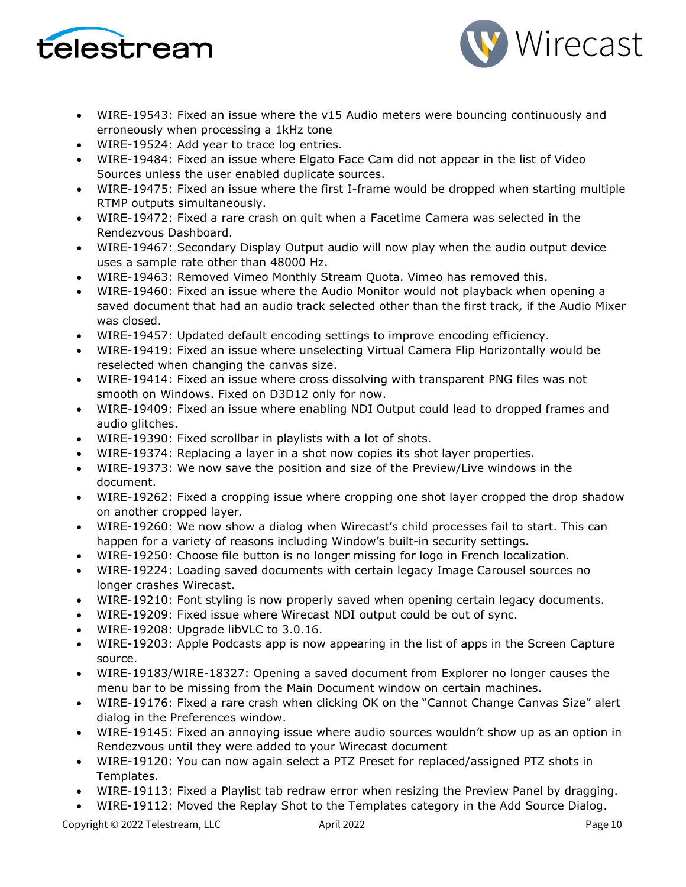- WIRE-19543: Fixed an issue where the v15 Audio meters were bouncing continuously and erroneously when processing a 1kHz tone
- WIRE-19524: Add year to trace log entries.
- WIRE-19484: Fixed an issue where Elgato Face Cam did not appear in the list of Video Sources unless the user enabled duplicate sources.
- WIRE-19475: Fixed an issue where the first I-frame would be dropped when starting multiple RTMP outputs simultaneously.
- WIRE-19472: Fixed a rare crash on quit when a Facetime Camera was selected in the Rendezvous Dashboard.
- WIRE-19467: Secondary Display Output audio will now play when the audio output device uses a sample rate other than 48000 Hz.
- WIRE-19463: Removed Vimeo Monthly Stream Quota. Vimeo has removed this.
- WIRE-19460: Fixed an issue where the Audio Monitor would not playback when opening a saved document that had an audio track selected other than the first track, if the Audio Mixer was closed.
- WIRE-19457: Updated default encoding settings to improve encoding efficiency.
- WIRE-19419: Fixed an issue where unselecting Virtual Camera Flip Horizontally would be reselected when changing the canvas size.
- WIRE-19414: Fixed an issue where cross dissolving with transparent PNG files was not smooth on Windows. Fixed on D3D12 only for now.
- WIRE-19409: Fixed an issue where enabling NDI Output could lead to dropped frames and audio glitches.
- WIRE-19390: Fixed scrollbar in playlists with a lot of shots.
- WIRE-19374: Replacing a layer in a shot now copies its shot layer properties.
- WIRE-19373: We now save the position and size of the Preview/Live windows in the document.
- WIRE-19262: Fixed a cropping issue where cropping one shot layer cropped the drop shadow on another cropped layer.
- WIRE-19260: We now show a dialog when Wirecast's child processes fail to start. This can happen for a variety of reasons including Window's built-in security settings.
- WIRE-19250: Choose file button is no longer missing for logo in French localization.
- WIRE-19224: Loading saved documents with certain legacy Image Carousel sources no longer crashes Wirecast.
- WIRE-19210: Font styling is now properly saved when opening certain legacy documents.
- WIRE-19209: Fixed issue where Wirecast NDI output could be out of sync.
- WIRE-19208: Upgrade libVLC to 3.0.16.
- WIRE-19203: Apple Podcasts app is now appearing in the list of apps in the Screen Capture source.
- WIRE-19183/WIRE-18327: Opening a saved document from Explorer no longer causes the menu bar to be missing from the Main Document window on certain machines.
- WIRE-19176: Fixed a rare crash when clicking OK on the "Cannot Change Canvas Size" alert dialog in the Preferences window.
- WIRE-19145: Fixed an annoying issue where audio sources wouldn't show up as an option in Rendezvous until they were added to your Wirecast document
- WIRE-19120: You can now again select a PTZ Preset for replaced/assigned PTZ shots in Templates.
- WIRE-19113: Fixed a Playlist tab redraw error when resizing the Preview Panel by dragging.
- WIRE-19112: Moved the Replay Shot to the Templates category in the Add Source Dialog.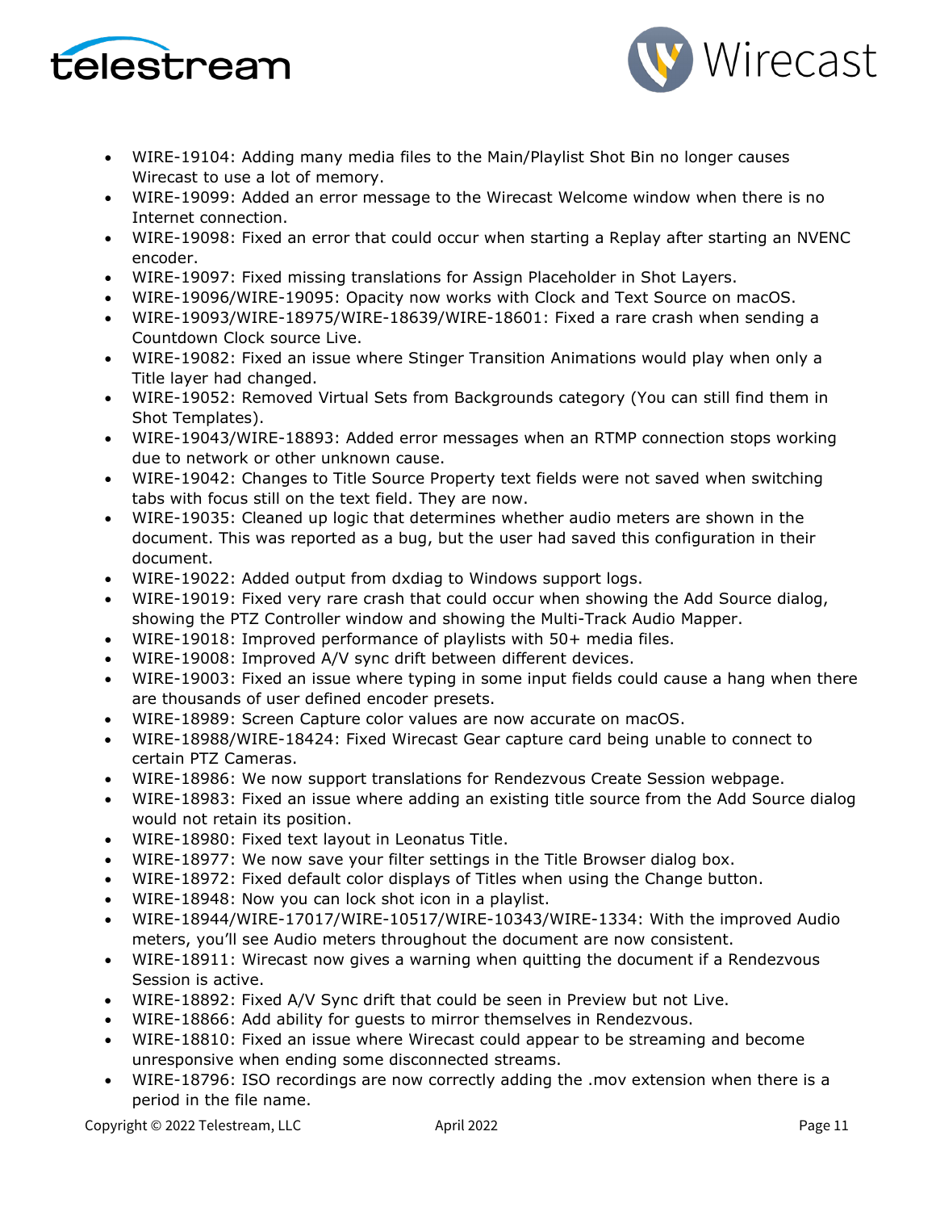- WIRE-19104: Adding many media files to the Main/Playlist Shot Bin no longer causes Wirecast to use a lot of memory.
- WIRE-19099: Added an error message to the Wirecast Welcome window when there is no Internet connection.
- WIRE-19098: Fixed an error that could occur when starting a Replay after starting an NVENC encoder.
- WIRE-19097: Fixed missing translations for Assign Placeholder in Shot Layers.
- WIRE-19096/WIRE-19095: Opacity now works with Clock and Text Source on macOS.
- WIRE-19093/WIRE-18975/WIRE-18639/WIRE-18601: Fixed a rare crash when sending a Countdown Clock source Live.
- WIRE-19082: Fixed an issue where Stinger Transition Animations would play when only a Title layer had changed.
- WIRE-19052: Removed Virtual Sets from Backgrounds category (You can still find them in Shot Templates).
- WIRE-19043/WIRE-18893: Added error messages when an RTMP connection stops working due to network or other unknown cause.
- WIRE-19042: Changes to Title Source Property text fields were not saved when switching tabs with focus still on the text field. They are now.
- WIRE-19035: Cleaned up logic that determines whether audio meters are shown in the document. This was reported as a bug, but the user had saved this configuration in their document.
- WIRE-19022: Added output from dxdiag to Windows support logs.
- WIRE-19019: Fixed very rare crash that could occur when showing the Add Source dialog, showing the PTZ Controller window and showing the Multi-Track Audio Mapper.
- WIRE-19018: Improved performance of playlists with 50+ media files.
- WIRE-19008: Improved A/V sync drift between different devices.
- WIRE-19003: Fixed an issue where typing in some input fields could cause a hang when there are thousands of user defined encoder presets.
- WIRE-18989: Screen Capture color values are now accurate on macOS.
- WIRE-18988/WIRE-18424: Fixed Wirecast Gear capture card being unable to connect to certain PTZ Cameras.
- WIRE-18986: We now support translations for Rendezvous Create Session webpage.
- WIRE-18983: Fixed an issue where adding an existing title source from the Add Source dialog would not retain its position.
- WIRE-18980: Fixed text layout in Leonatus Title.
- WIRE-18977: We now save your filter settings in the Title Browser dialog box.
- WIRE-18972: Fixed default color displays of Titles when using the Change button.
- WIRE-18948: Now you can lock shot icon in a playlist.
- WIRE-18944/WIRE-17017/WIRE-10517/WIRE-10343/WIRE-1334: With the improved Audio meters, you'll see Audio meters throughout the document are now consistent.
- WIRE-18911: Wirecast now gives a warning when quitting the document if a Rendezvous Session is active.
- WIRE-18892: Fixed A/V Sync drift that could be seen in Preview but not Live.
- WIRE-18866: Add ability for guests to mirror themselves in Rendezvous.
- WIRE-18810: Fixed an issue where Wirecast could appear to be streaming and become unresponsive when ending some disconnected streams.
- WIRE-18796: ISO recordings are now correctly adding the .mov extension when there is a period in the file name.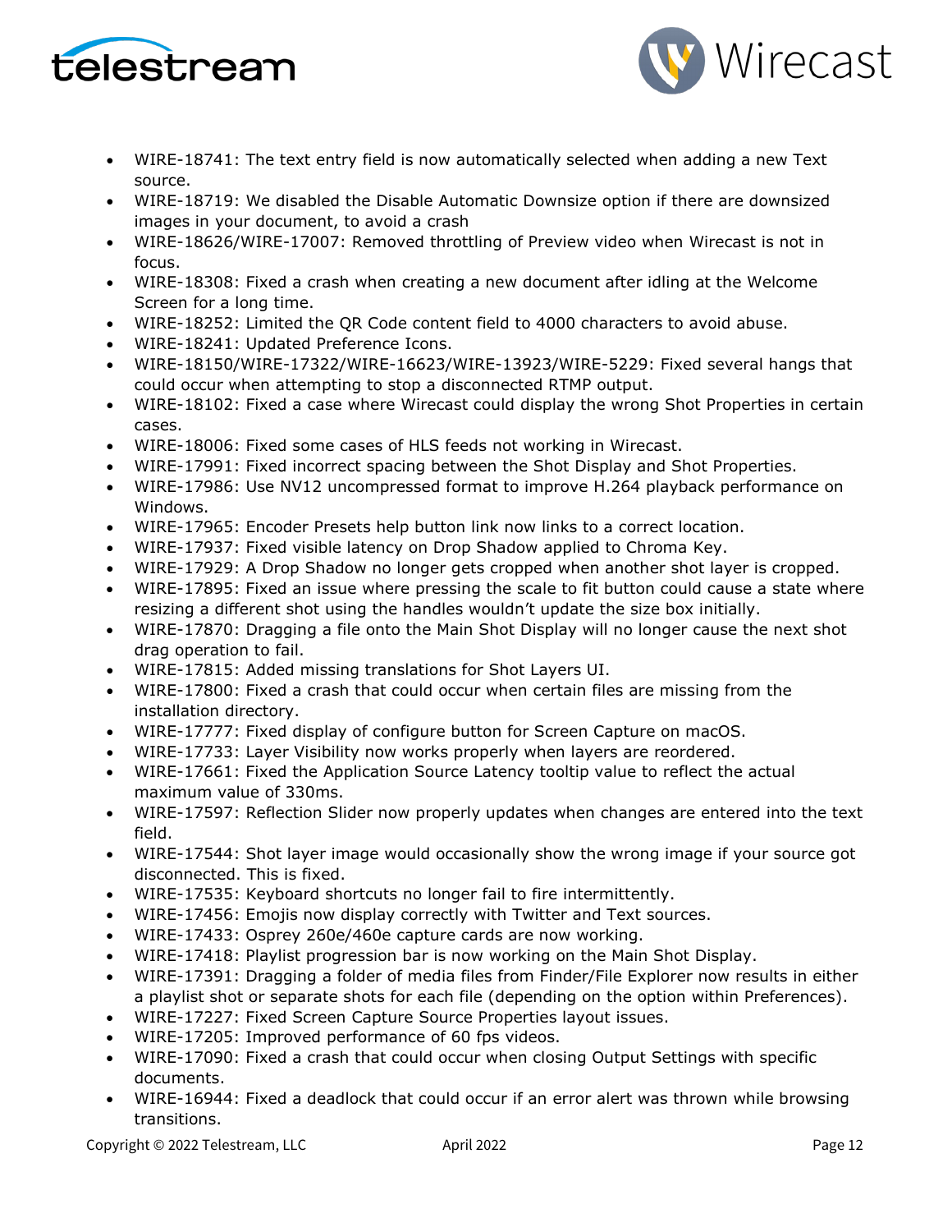- WIRE-18741: The text entry field is now automatically selected when adding a new Text source.
- WIRE-18719: We disabled the Disable Automatic Downsize option if there are downsized images in your document, to avoid a crash
- WIRE-18626/WIRE-17007: Removed throttling of Preview video when Wirecast is not in focus.
- WIRE-18308: Fixed a crash when creating a new document after idling at the Welcome Screen for a long time.
- WIRE-18252: Limited the QR Code content field to 4000 characters to avoid abuse.
- WIRE-18241: Updated Preference Icons.
- WIRE-18150/WIRE-17322/WIRE-16623/WIRE-13923/WIRE-5229: Fixed several hangs that could occur when attempting to stop a disconnected RTMP output.
- WIRE-18102: Fixed a case where Wirecast could display the wrong Shot Properties in certain cases.
- WIRE-18006: Fixed some cases of HLS feeds not working in Wirecast.
- WIRE-17991: Fixed incorrect spacing between the Shot Display and Shot Properties.
- WIRE-17986: Use NV12 uncompressed format to improve H.264 playback performance on Windows.
- WIRE-17965: Encoder Presets help button link now links to a correct location.
- WIRE-17937: Fixed visible latency on Drop Shadow applied to Chroma Key.
- WIRE-17929: A Drop Shadow no longer gets cropped when another shot layer is cropped.
- WIRE-17895: Fixed an issue where pressing the scale to fit button could cause a state where resizing a different shot using the handles wouldn't update the size box initially.
- WIRE-17870: Dragging a file onto the Main Shot Display will no longer cause the next shot drag operation to fail.
- WIRE-17815: Added missing translations for Shot Layers UI.
- WIRE-17800: Fixed a crash that could occur when certain files are missing from the installation directory.
- WIRE-17777: Fixed display of configure button for Screen Capture on macOS.
- WIRE-17733: Layer Visibility now works properly when layers are reordered.
- WIRE-17661: Fixed the Application Source Latency tooltip value to reflect the actual maximum value of 330ms.
- WIRE-17597: Reflection Slider now properly updates when changes are entered into the text field.
- WIRE-17544: Shot layer image would occasionally show the wrong image if your source got disconnected. This is fixed.
- WIRE-17535: Keyboard shortcuts no longer fail to fire intermittently.
- WIRE-17456: Emojis now display correctly with Twitter and Text sources.
- WIRE-17433: Osprey 260e/460e capture cards are now working.
- WIRE-17418: Playlist progression bar is now working on the Main Shot Display.
- WIRE-17391: Dragging a folder of media files from Finder/File Explorer now results in either a playlist shot or separate shots for each file (depending on the option within Preferences).
- WIRE-17227: Fixed Screen Capture Source Properties layout issues.
- WIRE-17205: Improved performance of 60 fps videos.
- WIRE-17090: Fixed a crash that could occur when closing Output Settings with specific documents.
- WIRE-16944: Fixed a deadlock that could occur if an error alert was thrown while browsing transitions.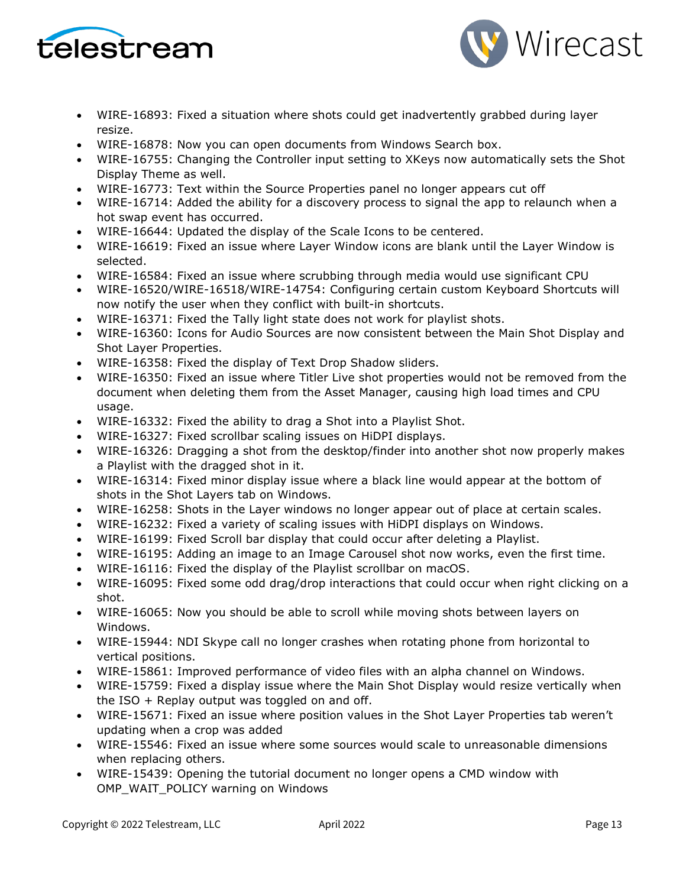- WIRE-16893: Fixed a situation where shots could get inadvertently grabbed during layer resize.
- WIRE-16878: Now you can open documents from Windows Search box.
- WIRE-16755: Changing the Controller input setting to XKeys now automatically sets the Shot Display Theme as well.
- WIRE-16773: Text within the Source Properties panel no longer appears cut off
- WIRE-16714: Added the ability for a discovery process to signal the app to relaunch when a hot swap event has occurred.
- WIRE-16644: Updated the display of the Scale Icons to be centered.
- WIRE-16619: Fixed an issue where Layer Window icons are blank until the Layer Window is selected.
- WIRE-16584: Fixed an issue where scrubbing through media would use significant CPU
- WIRE-16520/WIRE-16518/WIRE-14754: Configuring certain custom Keyboard Shortcuts will now notify the user when they conflict with built-in shortcuts.
- WIRE-16371: Fixed the Tally light state does not work for playlist shots.
- WIRE-16360: Icons for Audio Sources are now consistent between the Main Shot Display and Shot Layer Properties.
- WIRE-16358: Fixed the display of Text Drop Shadow sliders.
- WIRE-16350: Fixed an issue where Titler Live shot properties would not be removed from the document when deleting them from the Asset Manager, causing high load times and CPU usage.
- WIRE-16332: Fixed the ability to drag a Shot into a Playlist Shot.
- WIRE-16327: Fixed scrollbar scaling issues on HiDPI displays.
- WIRE-16326: Dragging a shot from the desktop/finder into another shot now properly makes a Playlist with the dragged shot in it.
- WIRE-16314: Fixed minor display issue where a black line would appear at the bottom of shots in the Shot Layers tab on Windows.
- WIRE-16258: Shots in the Layer windows no longer appear out of place at certain scales.
- WIRE-16232: Fixed a variety of scaling issues with HiDPI displays on Windows.
- WIRE-16199: Fixed Scroll bar display that could occur after deleting a Playlist.
- WIRE-16195: Adding an image to an Image Carousel shot now works, even the first time.
- WIRE-16116: Fixed the display of the Playlist scrollbar on macOS.
- WIRE-16095: Fixed some odd drag/drop interactions that could occur when right clicking on a shot.
- WIRE-16065: Now you should be able to scroll while moving shots between layers on Windows.
- WIRE-15944: NDI Skype call no longer crashes when rotating phone from horizontal to vertical positions.
- WIRE-15861: Improved performance of video files with an alpha channel on Windows.
- WIRE-15759: Fixed a display issue where the Main Shot Display would resize vertically when the ISO + Replay output was toggled on and off.
- WIRE-15671: Fixed an issue where position values in the Shot Layer Properties tab weren't updating when a crop was added
- WIRE-15546: Fixed an issue where some sources would scale to unreasonable dimensions when replacing others.
- WIRE-15439: Opening the tutorial document no longer opens a CMD window with OMP_WAIT_POLICY warning on Windows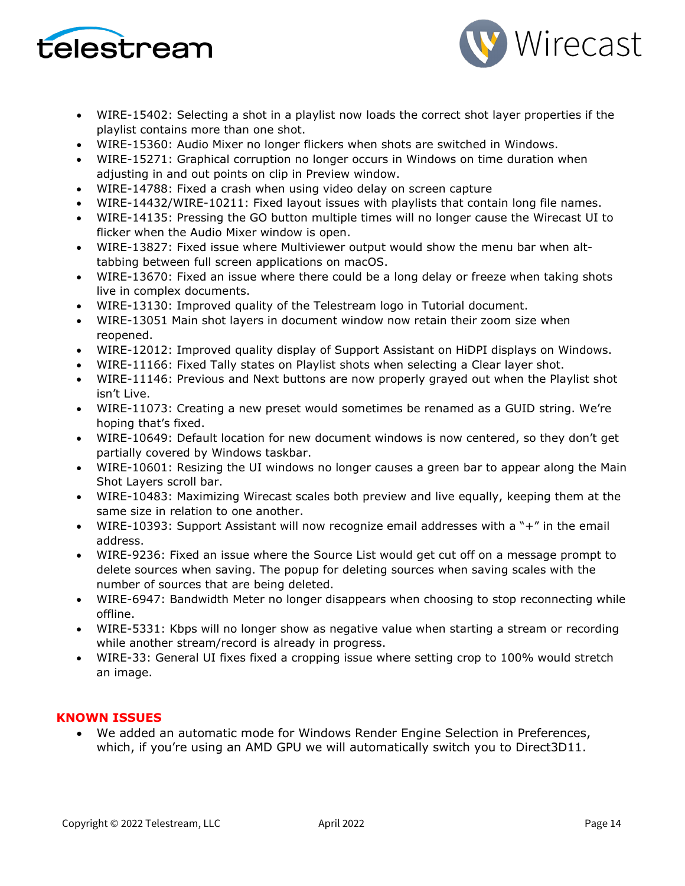- WIRE-15402: Selecting a shot in a playlist now loads the correct shot layer properties if the playlist contains more than one shot.
- WIRE-15360: Audio Mixer no longer flickers when shots are switched in Windows.
- WIRE-15271: Graphical corruption no longer occurs in Windows on time duration when adjusting in and out points on clip in Preview window.
- WIRE-14788: Fixed a crash when using video delay on screen capture
- WIRE-14432/WIRE-10211: Fixed layout issues with playlists that contain long file names.
- WIRE-14135: Pressing the GO button multiple times will no longer cause the Wirecast UI to flicker when the Audio Mixer window is open.
- WIRE-13827: Fixed issue where Multiviewer output would show the menu bar when alt-tabbing between full screen applications on macOS.
- WIRE-13670: Fixed an issue where there could be a long delay or freeze when taking shots live in complex documents.
- WIRE-13130: Improved quality of the Telestream logo in Tutorial document.
- WIRE-13051 Main shot layers in document window now retain their zoom size when reopened.
- WIRE-12012: Improved quality display of Support Assistant on HiDPI displays on Windows.
- WIRE-11166: Fixed Tally states on Playlist shots when selecting a Clear layer shot.
- WIRE-11146: Previous and Next buttons are now properly grayed out when the Playlist shot isn't Live.
- WIRE-11073: Creating a new preset would sometimes be renamed as a GUID string. We're hoping that's fixed.
- WIRE-10649: Default location for new document windows is now centered, so they don't get partially covered by Windows taskbar.
- WIRE-10601: Resizing the UI windows no longer causes a green bar to appear along the Main Shot Layers scroll bar.
- WIRE-10483: Maximizing Wirecast scales both preview and live equally, keeping them at the same size in relation to one another.
- WIRE-10393: Support Assistant will now recognize email addresses with a "+" in the email address.
- WIRE-9236: Fixed an issue where the Source List would get cut off on a message prompt to delete sources when saving. The popup for deleting sources when saving scales with the number of sources that are being deleted.
- WIRE-6947: Bandwidth Meter no longer disappears when choosing to stop reconnecting while offline.
- WIRE-5331: Kbps will no longer show as negative value when starting a stream or recording while another stream/record is already in progress.
- WIRE-33: General UI fixes fixed a cropping issue where setting crop to 100% would stretch an image.

## KNOWN ISSUES

- We added an automatic mode for Windows Render Engine Selection in Preferences, which, if you're using an AMD GPU we will automatically switch you to Direct3D11.